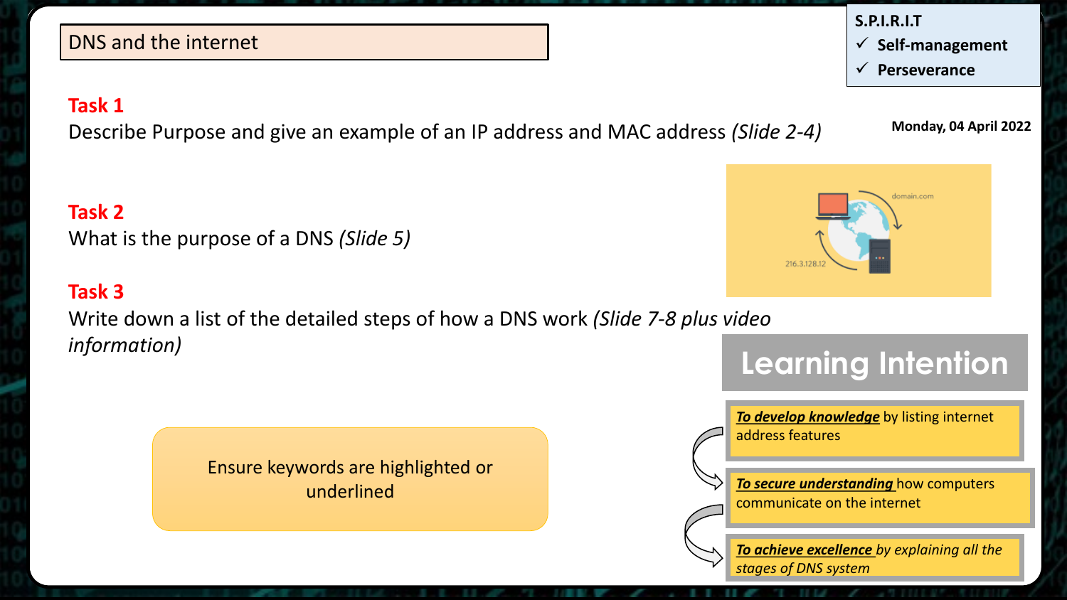# DNS and the internet

**S.P.I.R.I.T**
- ✓ **Self-management**
- ✓ **Perseverance**

**Monday, 04 April 2022**

## Task 1

Describe Purpose and give an example of an IP address and MAC address *(Slide 2-4)*

## Task 2

What is the purpose of a DNS *(Slide 5)*

## Task 3

Write down a list of the detailed steps of how a DNS work *(Slide 7-8 plus video information)*

Ensure keywords are highlighted or underlined

## Learning Intention

***To develop knowledge*** by listing internet address features

***To secure understanding*** how computers communicate on the internet

***To achieve excellence** by explaining all the stages of DNS system*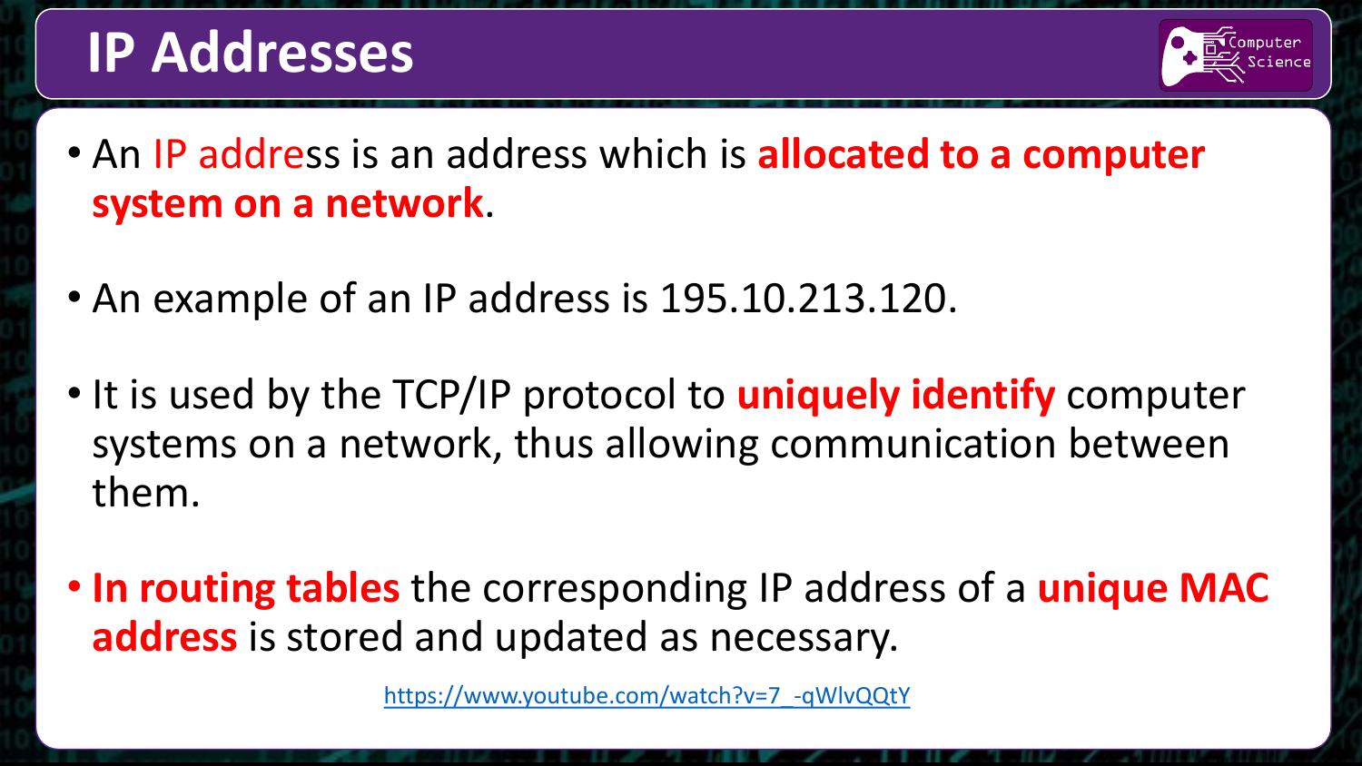# IP Addresses

- An IP address is an address which is **allocated to a computer system on a network**.
- An example of an IP address is 195.10.213.120.
- It is used by the TCP/IP protocol to **uniquely identify** computer systems on a network, thus allowing communication between them.
- **In routing tables** the corresponding IP address of a **unique MAC address** is stored and updated as necessary.

https://www.youtube.com/watch?v=7_-qWlvQQtY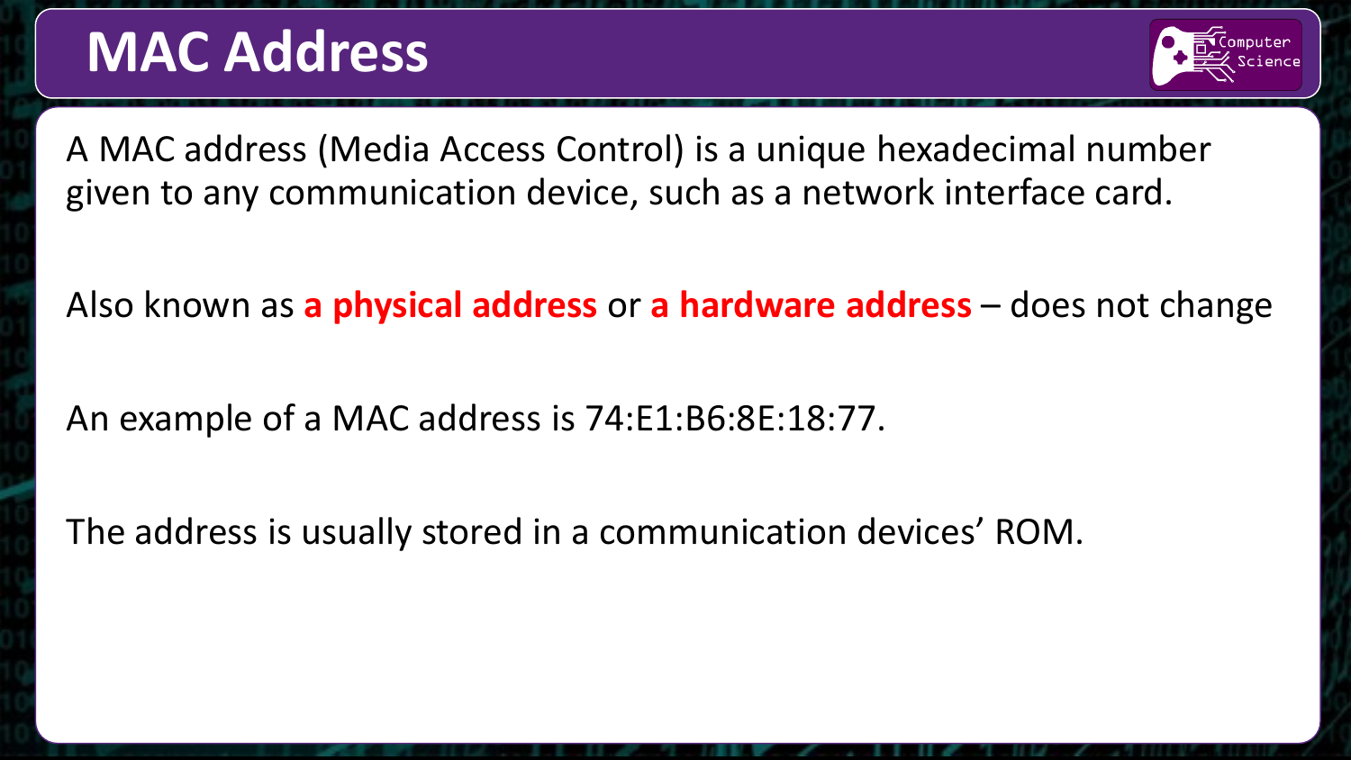# MAC Address

A MAC address (Media Access Control) is a unique hexadecimal number given to any communication device, such as a network interface card.

Also known as **a physical address** or **a hardware address** – does not change

An example of a MAC address is 74:E1:B6:8E:18:77.

The address is usually stored in a communication devices' ROM.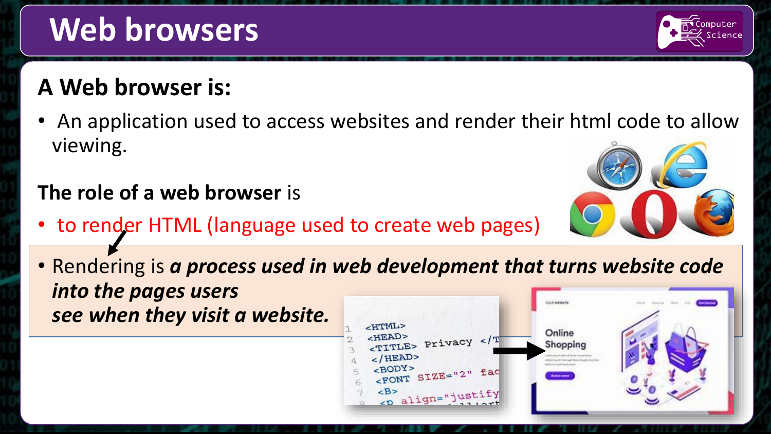# Web browsers

## A Web browser is:

- An application used to access websites and render their html code to allow viewing.

**The role of a web browser** is

- to render HTML (language used to create web pages)

- Rendering is ***a process used in web development that turns website code into the pages users see when they visit a website.***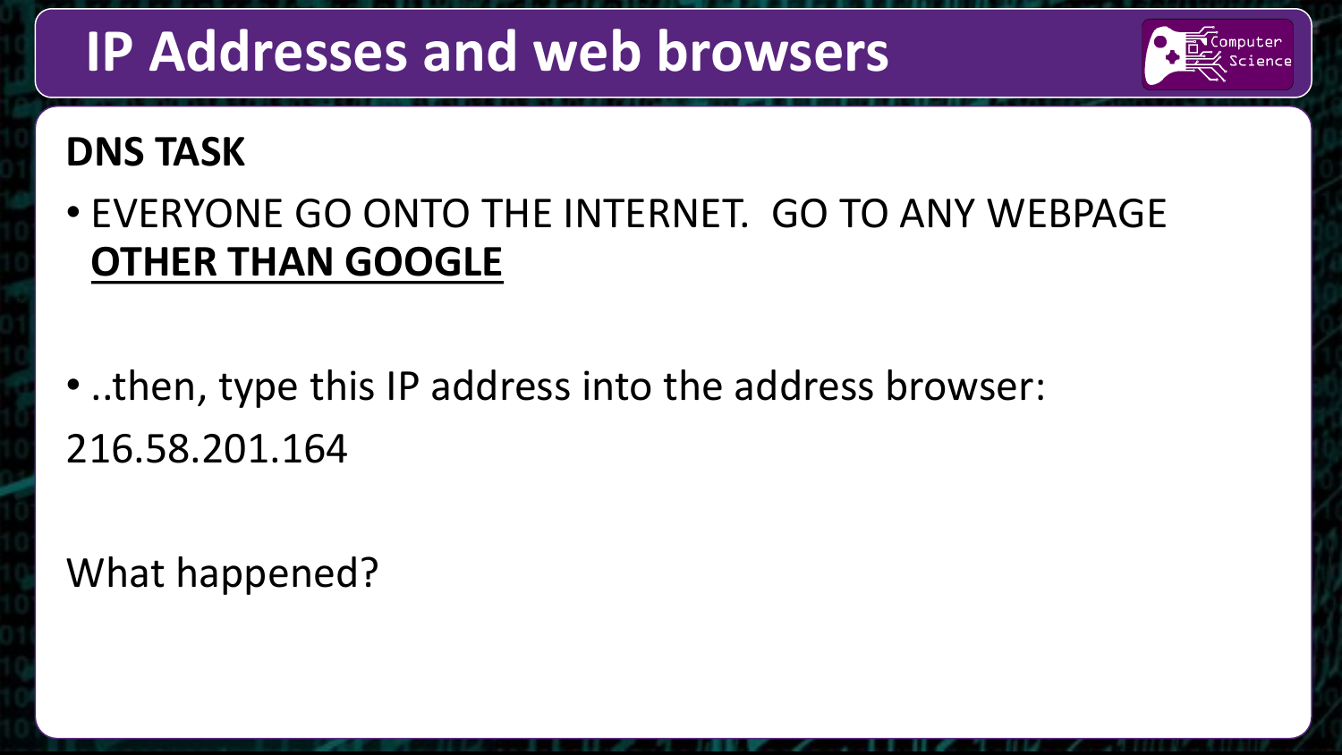# IP Addresses and web browsers

**DNS TASK**

- EVERYONE GO ONTO THE INTERNET. GO TO ANY WEBPAGE **OTHER THAN GOOGLE**

- ..then, type this IP address into the address browser:

216.58.201.164

What happened?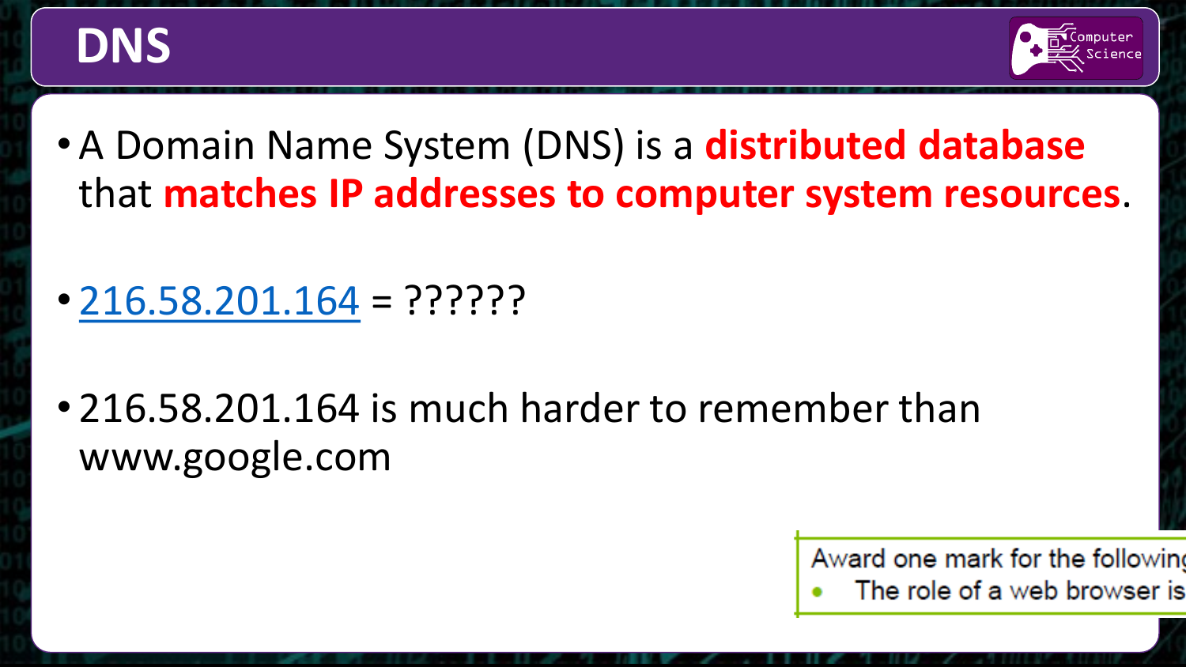# DNS

- A Domain Name System (DNS) is a **distributed database** that **matches IP addresses to computer system resources**.

- [216.58.201.164]() = ??????

- 216.58.201.164 is much harder to remember than www.google.com

Award one mark for the following
- The role of a web browser is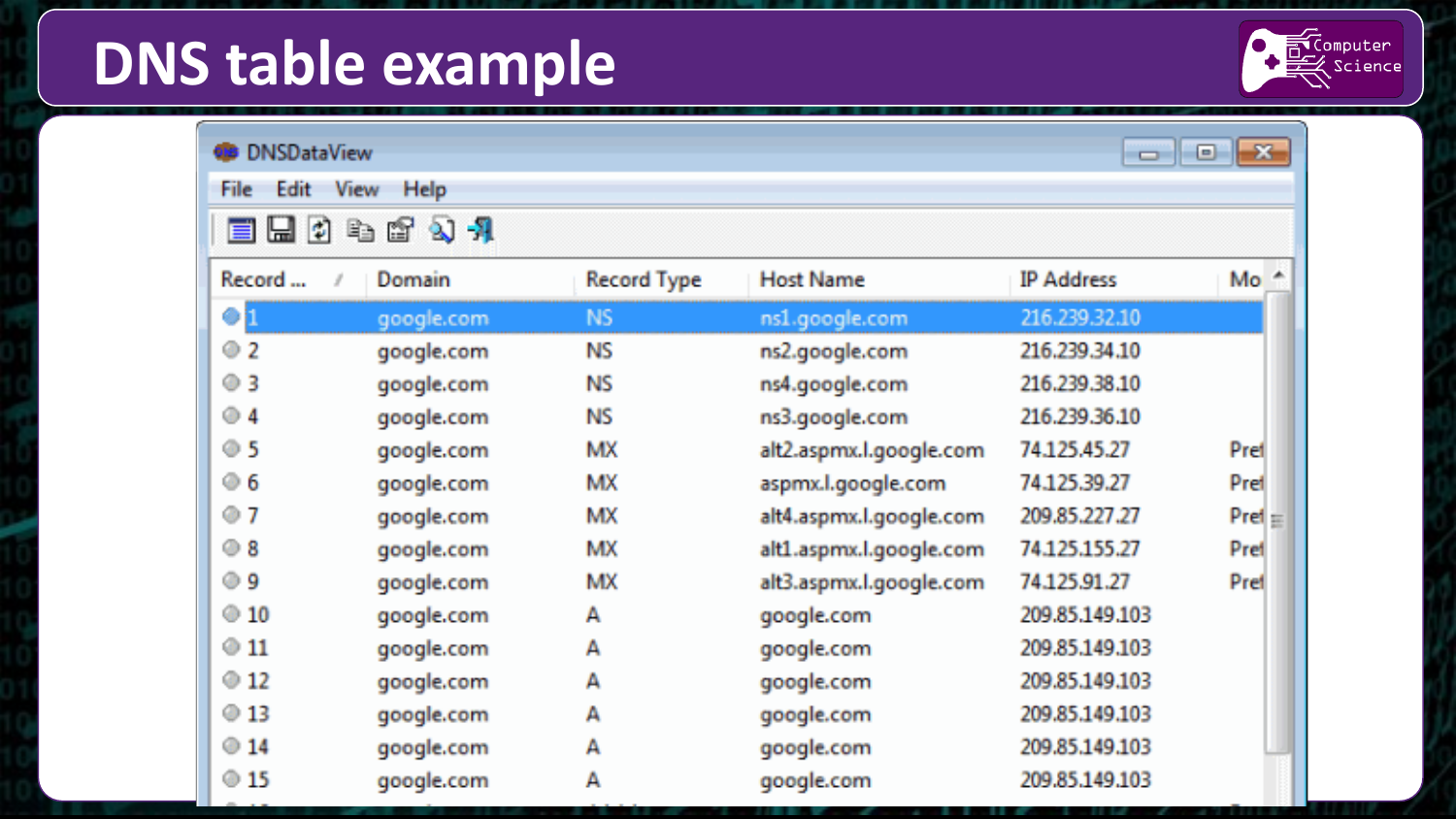# DNS table example

DNSDataView

File Edit View Help

| Record ... | Domain | Record Type | Host Name | IP Address | Mo |
|---|---|---|---|---|---|
| 1 | google.com | NS | ns1.google.com | 216.239.32.10 | |
| 2 | google.com | NS | ns2.google.com | 216.239.34.10 | |
| 3 | google.com | NS | ns4.google.com | 216.239.38.10 | |
| 4 | google.com | NS | ns3.google.com | 216.239.36.10 | |
| 5 | google.com | MX | alt2.aspmx.l.google.com | 74.125.45.27 | Pref |
| 6 | google.com | MX | aspmx.l.google.com | 74.125.39.27 | Pref |
| 7 | google.com | MX | alt4.aspmx.l.google.com | 209.85.227.27 | Pref |
| 8 | google.com | MX | alt1.aspmx.l.google.com | 74.125.155.27 | Pref |
| 9 | google.com | MX | alt3.aspmx.l.google.com | 74.125.91.27 | Pref |
| 10 | google.com | A | google.com | 209.85.149.103 | |
| 11 | google.com | A | google.com | 209.85.149.103 | |
| 12 | google.com | A | google.com | 209.85.149.103 | |
| 13 | google.com | A | google.com | 209.85.149.103 | |
| 14 | google.com | A | google.com | 209.85.149.103 | |
| 15 | google.com | A | google.com | 209.85.149.103 | |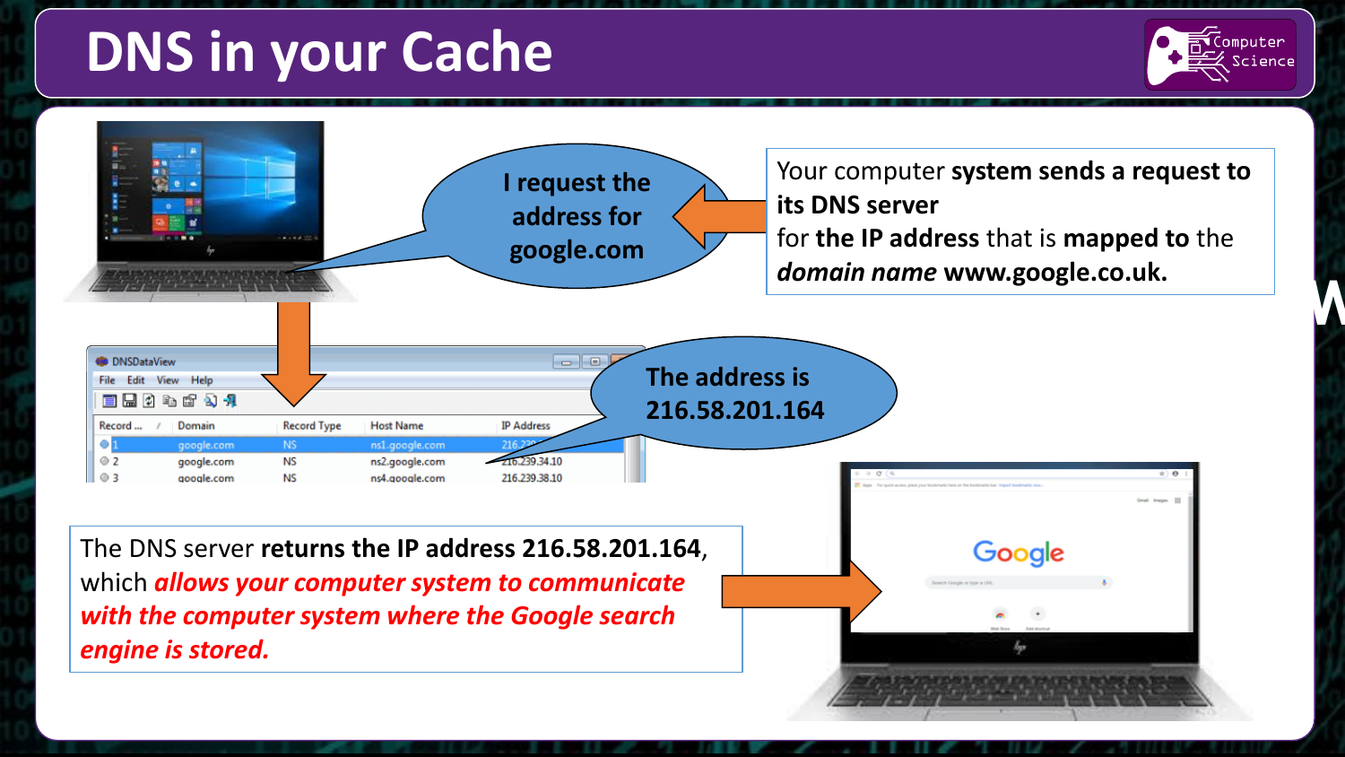# DNS in your Cache

I request the address for google.com

Your computer **system sends a request to its DNS server** for **the IP address** that is **mapped to** the ***domain name*** **www.google.co.uk.**

| Record ... | Domain | Record Type | Host Name | IP Address |
|---|---|---|---|---|
| 1 | google.com | NS | ns1.google.com | 216.2... |
| 2 | google.com | NS | ns2.google.com | 216.239.34.10 |
| 3 | google.com | NS | ns4.google.com | 216.239.38.10 |

**The address is 216.58.201.164**

The DNS server **returns the IP address 216.58.201.164**, which ***allows your computer system to communicate with the computer system where the Google search engine is stored.***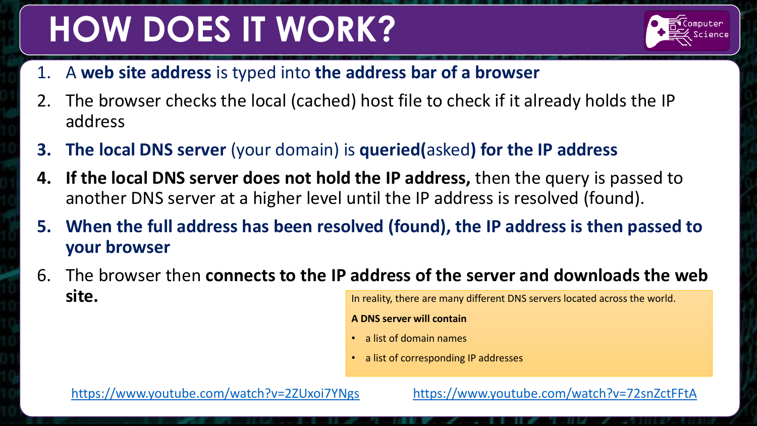# HOW DOES IT WORK?

1. A **web site address** is typed into **the address bar of a browser**
2. The browser checks the local (cached) host file to check if it already holds the IP address
3. **The local DNS server** (your domain) is **queried(**asked**) for the IP address**
4. **If the local DNS server does not hold the IP address,** then the query is passed to another DNS server at a higher level until the IP address is resolved (found).
5. **When the full address has been resolved (found), the IP address is then passed to your browser**
6. The browser then **connects to the IP address of the server and downloads the web site.**

In reality, there are many different DNS servers located across the world.

**A DNS server will contain**

- a list of domain names
- a list of corresponding IP addresses

https://www.youtube.com/watch?v=2ZUxoi7YNgs

https://www.youtube.com/watch?v=72snZctFFtA